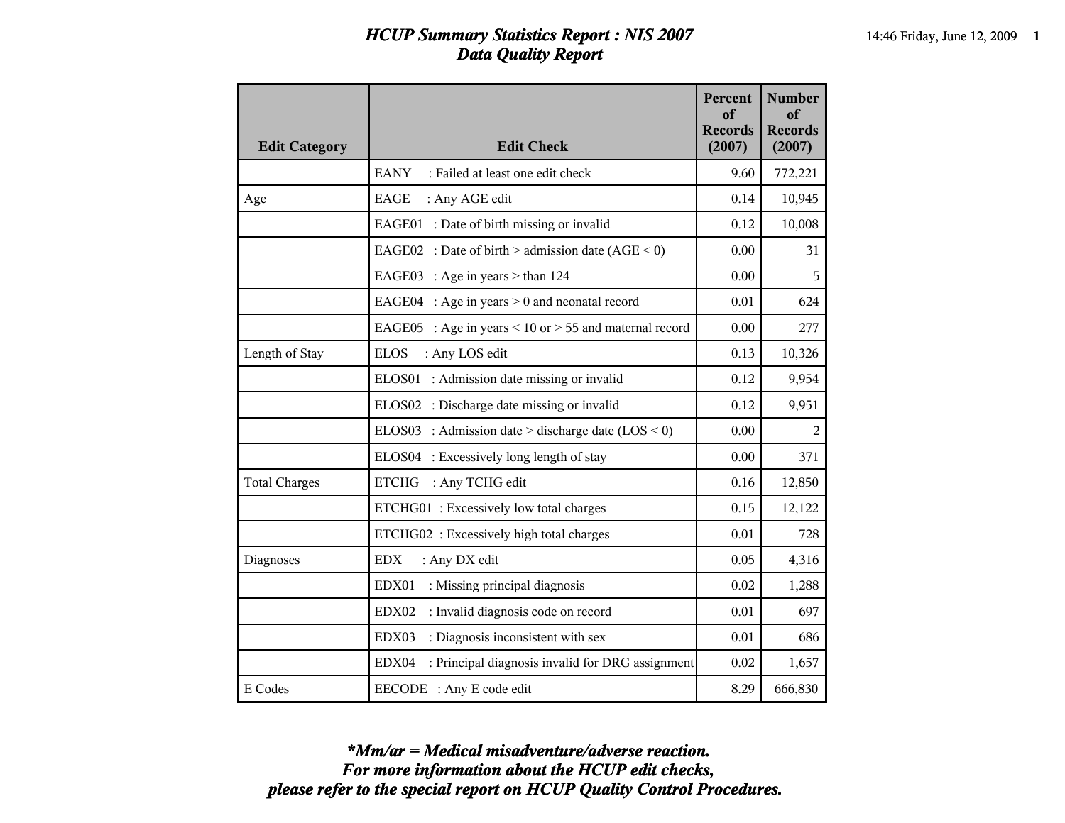# *HCUP Summary Statistics Report : NIS 2007*
## *Data Quality Report*

| Edit Category | Edit Check | Percent of Records (2007) | Number of Records (2007) |
|---|---|---|---|
| | EANY : Failed at least one edit check | 9.60 | 772,221 |
| Age | EAGE : Any AGE edit | 0.14 | 10,945 |
| | EAGE01 : Date of birth missing or invalid | 0.12 | 10,008 |
| | EAGE02 : Date of birth > admission date (AGE < 0) | 0.00 | 31 |
| | EAGE03 : Age in years > than 124 | 0.00 | 5 |
| | EAGE04 : Age in years > 0 and neonatal record | 0.01 | 624 |
| | EAGE05 : Age in years < 10 or > 55 and maternal record | 0.00 | 277 |
| Length of Stay | ELOS : Any LOS edit | 0.13 | 10,326 |
| | ELOS01 : Admission date missing or invalid | 0.12 | 9,954 |
| | ELOS02 : Discharge date missing or invalid | 0.12 | 9,951 |
| | ELOS03 : Admission date > discharge date (LOS < 0) | 0.00 | 2 |
| | ELOS04 : Excessively long length of stay | 0.00 | 371 |
| Total Charges | ETCHG : Any TCHG edit | 0.16 | 12,850 |
| | ETCHG01 : Excessively low total charges | 0.15 | 12,122 |
| | ETCHG02 : Excessively high total charges | 0.01 | 728 |
| Diagnoses | EDX : Any DX edit | 0.05 | 4,316 |
| | EDX01 : Missing principal diagnosis | 0.02 | 1,288 |
| | EDX02 : Invalid diagnosis code on record | 0.01 | 697 |
| | EDX03 : Diagnosis inconsistent with sex | 0.01 | 686 |
| | EDX04 : Principal diagnosis invalid for DRG assignment | 0.02 | 1,657 |
| E Codes | EECODE : Any E code edit | 8.29 | 666,830 |

***Mm/ar = Medical misadventure/adverse reaction.***
***For more information about the HCUP edit checks,***
***please refer to the special report on HCUP Quality Control Procedures.***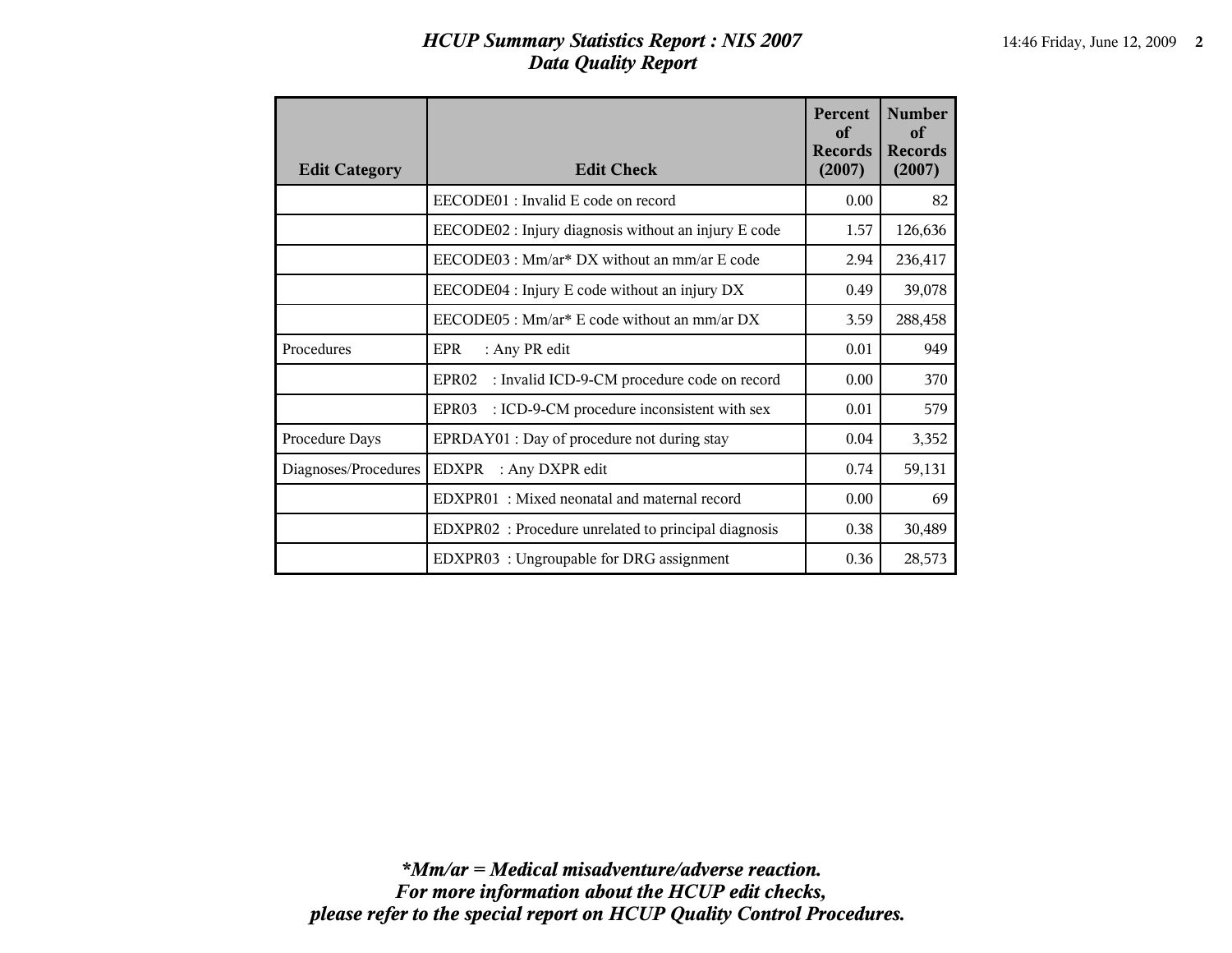# HCUP Summary Statistics Report : NIS 2007
## Data Quality Report

| Edit Category | Edit Check | Percent of Records (2007) | Number of Records (2007) |
|---|---|---|---|
| | EECODE01 : Invalid E code on record | 0.00 | 82 |
| | EECODE02 : Injury diagnosis without an injury E code | 1.57 | 126,636 |
| | EECODE03 : Mm/ar* DX without an mm/ar E code | 2.94 | 236,417 |
| | EECODE04 : Injury E code without an injury DX | 0.49 | 39,078 |
| | EECODE05 : Mm/ar* E code without an mm/ar DX | 3.59 | 288,458 |
| Procedures | EPR : Any PR edit | 0.01 | 949 |
| | EPR02 : Invalid ICD-9-CM procedure code on record | 0.00 | 370 |
| | EPR03 : ICD-9-CM procedure inconsistent with sex | 0.01 | 579 |
| Procedure Days | EPRDAY01 : Day of procedure not during stay | 0.04 | 3,352 |
| Diagnoses/Procedures | EDXPR : Any DXPR edit | 0.74 | 59,131 |
| | EDXPR01 : Mixed neonatal and maternal record | 0.00 | 69 |
| | EDXPR02 : Procedure unrelated to principal diagnosis | 0.38 | 30,489 |
| | EDXPR03 : Ungroupable for DRG assignment | 0.36 | 28,573 |

***Mm/ar = Medical misadventure/adverse reaction.***
***For more information about the HCUP edit checks,***
***please refer to the special report on HCUP Quality Control Procedures.***